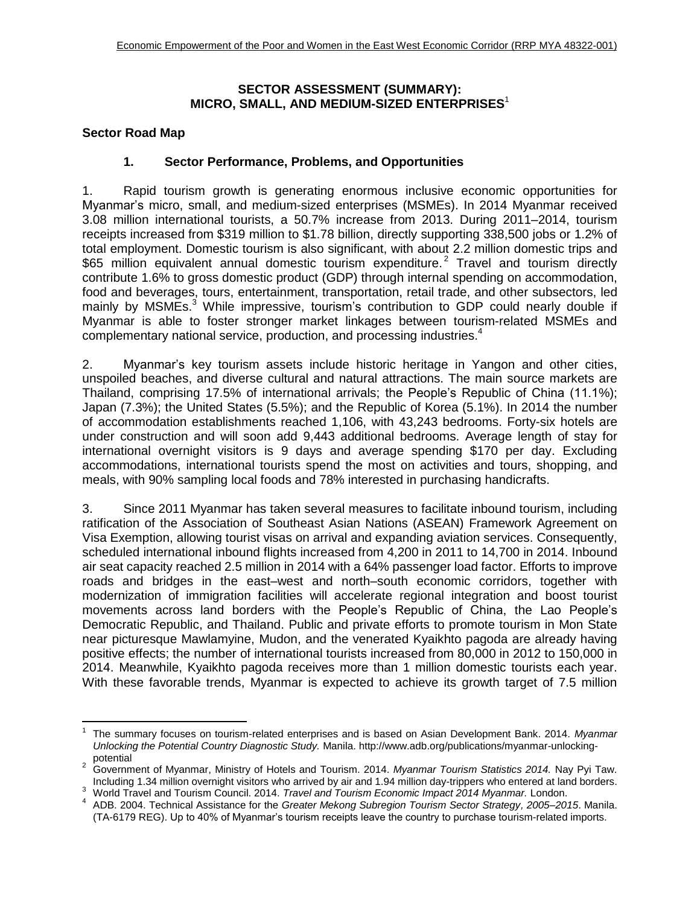# SECTOR ASSESSMENT (SUMMARY): MICRO, SMALL, AND MEDIUM-SIZED ENTERPRISES[1]

## Sector Road Map

### 1. Sector Performance, Problems, and Opportunities

1. Rapid tourism growth is generating enormous inclusive economic opportunities for Myanmar's micro, small, and medium-sized enterprises (MSMEs). In 2014 Myanmar received 3.08 million international tourists, a 50.7% increase from 2013. During 2011–2014, tourism receipts increased from $319 million to $1.78 billion, directly supporting 338,500 jobs or 1.2% of total employment. Domestic tourism is also significant, with about 2.2 million domestic trips and $65 million equivalent annual domestic tourism expenditure.[2] Travel and tourism directly contribute 1.6% to gross domestic product (GDP) through internal spending on accommodation, food and beverages, tours, entertainment, transportation, retail trade, and other subsectors, led mainly by MSMEs.[3] While impressive, tourism's contribution to GDP could nearly double if Myanmar is able to foster stronger market linkages between tourism-related MSMEs and complementary national service, production, and processing industries.[4]

2. Myanmar's key tourism assets include historic heritage in Yangon and other cities, unspoiled beaches, and diverse cultural and natural attractions. The main source markets are Thailand, comprising 17.5% of international arrivals; the People's Republic of China (11.1%); Japan (7.3%); the United States (5.5%); and the Republic of Korea (5.1%). In 2014 the number of accommodation establishments reached 1,106, with 43,243 bedrooms. Forty-six hotels are under construction and will soon add 9,443 additional bedrooms. Average length of stay for international overnight visitors is 9 days and average spending $170 per day. Excluding accommodations, international tourists spend the most on activities and tours, shopping, and meals, with 90% sampling local foods and 78% interested in purchasing handicrafts.

3. Since 2011 Myanmar has taken several measures to facilitate inbound tourism, including ratification of the Association of Southeast Asian Nations (ASEAN) Framework Agreement on Visa Exemption, allowing tourist visas on arrival and expanding aviation services. Consequently, scheduled international inbound flights increased from 4,200 in 2011 to 14,700 in 2014. Inbound air seat capacity reached 2.5 million in 2014 with a 64% passenger load factor. Efforts to improve roads and bridges in the east–west and north–south economic corridors, together with modernization of immigration facilities will accelerate regional integration and boost tourist movements across land borders with the People's Republic of China, the Lao People's Democratic Republic, and Thailand. Public and private efforts to promote tourism in Mon State near picturesque Mawlamyine, Mudon, and the venerated Kyaikhto pagoda are already having positive effects; the number of international tourists increased from 80,000 in 2012 to 150,000 in 2014. Meanwhile, Kyaikhto pagoda receives more than 1 million domestic tourists each year. With these favorable trends, Myanmar is expected to achieve its growth target of 7.5 million

---

[1] The summary focuses on tourism-related enterprises and is based on Asian Development Bank. 2014. *Myanmar Unlocking the Potential Country Diagnostic Study.* Manila. http://www.adb.org/publications/myanmar-unlocking-potential

[2] Government of Myanmar, Ministry of Hotels and Tourism. 2014. *Myanmar Tourism Statistics 2014.* Nay Pyi Taw. Including 1.34 million overnight visitors who arrived by air and 1.94 million day-trippers who entered at land borders.

[3] World Travel and Tourism Council. 2014. *Travel and Tourism Economic Impact 2014 Myanmar.* London.

[4] ADB. 2004. Technical Assistance for the *Greater Mekong Subregion Tourism Sector Strategy, 2005–2015*. Manila. (TA-6179 REG). Up to 40% of Myanmar's tourism receipts leave the country to purchase tourism-related imports.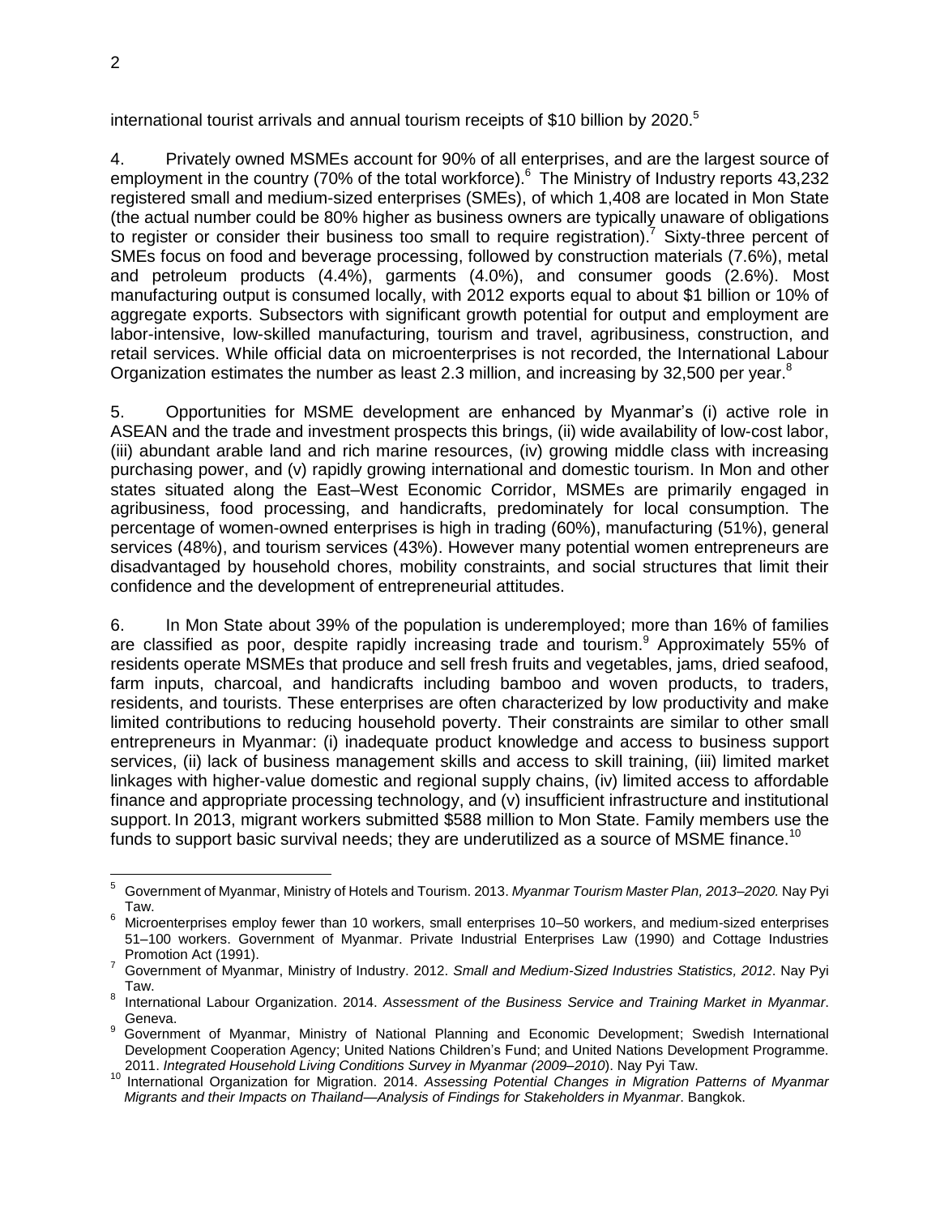international tourist arrivals and annual tourism receipts of $10 billion by 2020.[5]

4. Privately owned MSMEs account for 90% of all enterprises, and are the largest source of employment in the country (70% of the total workforce).[6] The Ministry of Industry reports 43,232 registered small and medium-sized enterprises (SMEs), of which 1,408 are located in Mon State (the actual number could be 80% higher as business owners are typically unaware of obligations to register or consider their business too small to require registration).[7] Sixty-three percent of SMEs focus on food and beverage processing, followed by construction materials (7.6%), metal and petroleum products (4.4%), garments (4.0%), and consumer goods (2.6%). Most manufacturing output is consumed locally, with 2012 exports equal to about $1 billion or 10% of aggregate exports. Subsectors with significant growth potential for output and employment are labor-intensive, low-skilled manufacturing, tourism and travel, agribusiness, construction, and retail services. While official data on microenterprises is not recorded, the International Labour Organization estimates the number as least 2.3 million, and increasing by 32,500 per year.[8]

5. Opportunities for MSME development are enhanced by Myanmar's (i) active role in ASEAN and the trade and investment prospects this brings, (ii) wide availability of low-cost labor, (iii) abundant arable land and rich marine resources, (iv) growing middle class with increasing purchasing power, and (v) rapidly growing international and domestic tourism. In Mon and other states situated along the East–West Economic Corridor, MSMEs are primarily engaged in agribusiness, food processing, and handicrafts, predominately for local consumption. The percentage of women-owned enterprises is high in trading (60%), manufacturing (51%), general services (48%), and tourism services (43%). However many potential women entrepreneurs are disadvantaged by household chores, mobility constraints, and social structures that limit their confidence and the development of entrepreneurial attitudes.

6. In Mon State about 39% of the population is underemployed; more than 16% of families are classified as poor, despite rapidly increasing trade and tourism.[9] Approximately 55% of residents operate MSMEs that produce and sell fresh fruits and vegetables, jams, dried seafood, farm inputs, charcoal, and handicrafts including bamboo and woven products, to traders, residents, and tourists. These enterprises are often characterized by low productivity and make limited contributions to reducing household poverty. Their constraints are similar to other small entrepreneurs in Myanmar: (i) inadequate product knowledge and access to business support services, (ii) lack of business management skills and access to skill training, (iii) limited market linkages with higher-value domestic and regional supply chains, (iv) limited access to affordable finance and appropriate processing technology, and (v) insufficient infrastructure and institutional support. In 2013, migrant workers submitted $588 million to Mon State. Family members use the funds to support basic survival needs; they are underutilized as a source of MSME finance.[10]

---

[5] Government of Myanmar, Ministry of Hotels and Tourism. 2013. *Myanmar Tourism Master Plan, 2013–2020.* Nay Pyi Taw.

[6] Microenterprises employ fewer than 10 workers, small enterprises 10–50 workers, and medium-sized enterprises 51–100 workers. Government of Myanmar. Private Industrial Enterprises Law (1990) and Cottage Industries Promotion Act (1991).

[7] Government of Myanmar, Ministry of Industry. 2012. *Small and Medium-Sized Industries Statistics, 2012*. Nay Pyi Taw.

[8] International Labour Organization. 2014. *Assessment of the Business Service and Training Market in Myanmar*. Geneva.

[9] Government of Myanmar, Ministry of National Planning and Economic Development; Swedish International Development Cooperation Agency; United Nations Children's Fund; and United Nations Development Programme. 2011. *Integrated Household Living Conditions Survey in Myanmar (2009–2010*). Nay Pyi Taw.

[10] International Organization for Migration. 2014. *Assessing Potential Changes in Migration Patterns of Myanmar Migrants and their Impacts on Thailand—Analysis of Findings for Stakeholders in Myanmar*. Bangkok.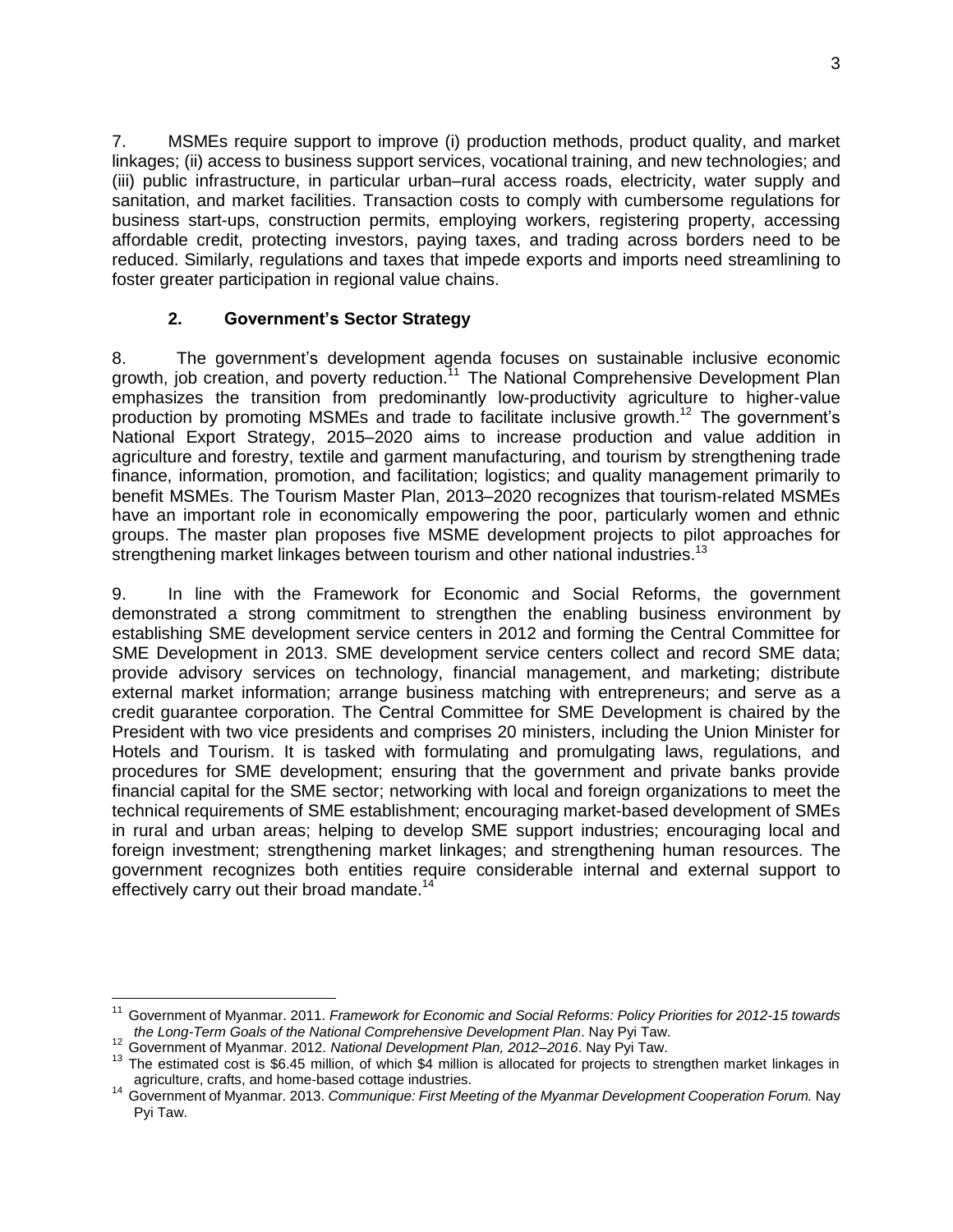7. MSMEs require support to improve (i) production methods, product quality, and market linkages; (ii) access to business support services, vocational training, and new technologies; and (iii) public infrastructure, in particular urban–rural access roads, electricity, water supply and sanitation, and market facilities. Transaction costs to comply with cumbersome regulations for business start-ups, construction permits, employing workers, registering property, accessing affordable credit, protecting investors, paying taxes, and trading across borders need to be reduced. Similarly, regulations and taxes that impede exports and imports need streamlining to foster greater participation in regional value chains.

### 2. Government's Sector Strategy

8. The government's development agenda focuses on sustainable inclusive economic growth, job creation, and poverty reduction.[11] The National Comprehensive Development Plan emphasizes the transition from predominantly low-productivity agriculture to higher-value production by promoting MSMEs and trade to facilitate inclusive growth.[12] The government's National Export Strategy, 2015–2020 aims to increase production and value addition in agriculture and forestry, textile and garment manufacturing, and tourism by strengthening trade finance, information, promotion, and facilitation; logistics; and quality management primarily to benefit MSMEs. The Tourism Master Plan, 2013–2020 recognizes that tourism-related MSMEs have an important role in economically empowering the poor, particularly women and ethnic groups. The master plan proposes five MSME development projects to pilot approaches for strengthening market linkages between tourism and other national industries.[13]

9. In line with the Framework for Economic and Social Reforms, the government demonstrated a strong commitment to strengthen the enabling business environment by establishing SME development service centers in 2012 and forming the Central Committee for SME Development in 2013. SME development service centers collect and record SME data; provide advisory services on technology, financial management, and marketing; distribute external market information; arrange business matching with entrepreneurs; and serve as a credit guarantee corporation. The Central Committee for SME Development is chaired by the President with two vice presidents and comprises 20 ministers, including the Union Minister for Hotels and Tourism. It is tasked with formulating and promulgating laws, regulations, and procedures for SME development; ensuring that the government and private banks provide financial capital for the SME sector; networking with local and foreign organizations to meet the technical requirements of SME establishment; encouraging market-based development of SMEs in rural and urban areas; helping to develop SME support industries; encouraging local and foreign investment; strengthening market linkages; and strengthening human resources. The government recognizes both entities require considerable internal and external support to effectively carry out their broad mandate.[14]

---

[11] Government of Myanmar. 2011. *Framework for Economic and Social Reforms: Policy Priorities for 2012-15 towards the Long-Term Goals of the National Comprehensive Development Plan*. Nay Pyi Taw.

[12] Government of Myanmar. 2012. *National Development Plan, 2012–2016*. Nay Pyi Taw.

[13] The estimated cost is $6.45 million, of which $4 million is allocated for projects to strengthen market linkages in agriculture, crafts, and home-based cottage industries.

[14] Government of Myanmar. 2013. *Communique: First Meeting of the Myanmar Development Cooperation Forum.* Nay Pyi Taw.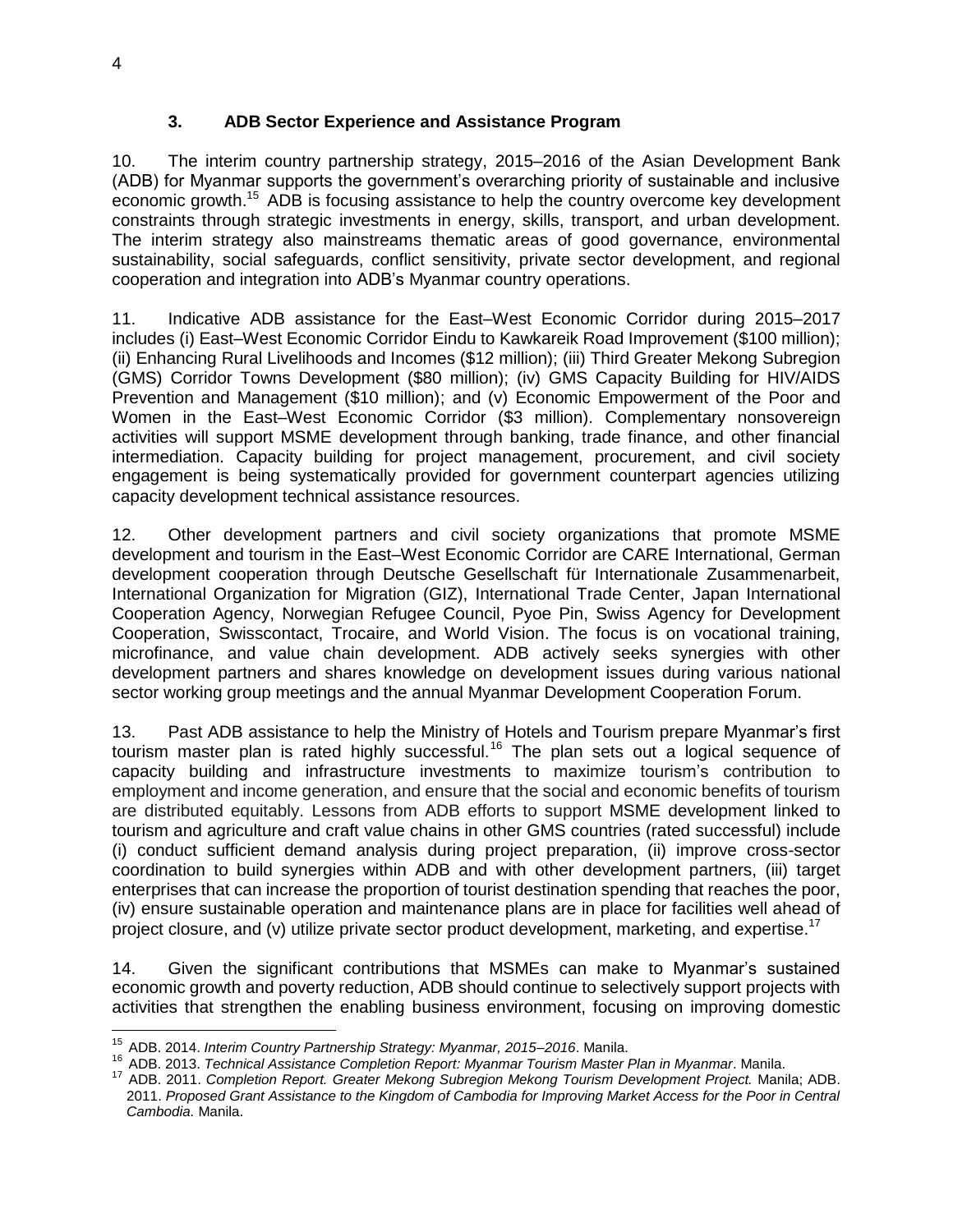### 3. ADB Sector Experience and Assistance Program

10. The interim country partnership strategy, 2015–2016 of the Asian Development Bank (ADB) for Myanmar supports the government's overarching priority of sustainable and inclusive economic growth.[15] ADB is focusing assistance to help the country overcome key development constraints through strategic investments in energy, skills, transport, and urban development. The interim strategy also mainstreams thematic areas of good governance, environmental sustainability, social safeguards, conflict sensitivity, private sector development, and regional cooperation and integration into ADB's Myanmar country operations.

11. Indicative ADB assistance for the East–West Economic Corridor during 2015–2017 includes (i) East–West Economic Corridor Eindu to Kawkareik Road Improvement ($100 million); (ii) Enhancing Rural Livelihoods and Incomes ($12 million); (iii) Third Greater Mekong Subregion (GMS) Corridor Towns Development ($80 million); (iv) GMS Capacity Building for HIV/AIDS Prevention and Management ($10 million); and (v) Economic Empowerment of the Poor and Women in the East–West Economic Corridor ($3 million). Complementary nonsovereign activities will support MSME development through banking, trade finance, and other financial intermediation. Capacity building for project management, procurement, and civil society engagement is being systematically provided for government counterpart agencies utilizing capacity development technical assistance resources.

12. Other development partners and civil society organizations that promote MSME development and tourism in the East–West Economic Corridor are CARE International, German development cooperation through Deutsche Gesellschaft für Internationale Zusammenarbeit, International Organization for Migration (GIZ), International Trade Center, Japan International Cooperation Agency, Norwegian Refugee Council, Pyoe Pin, Swiss Agency for Development Cooperation, Swisscontact, Trocaire, and World Vision. The focus is on vocational training, microfinance, and value chain development. ADB actively seeks synergies with other development partners and shares knowledge on development issues during various national sector working group meetings and the annual Myanmar Development Cooperation Forum.

13. Past ADB assistance to help the Ministry of Hotels and Tourism prepare Myanmar's first tourism master plan is rated highly successful.[16] The plan sets out a logical sequence of capacity building and infrastructure investments to maximize tourism's contribution to employment and income generation, and ensure that the social and economic benefits of tourism are distributed equitably. Lessons from ADB efforts to support MSME development linked to tourism and agriculture and craft value chains in other GMS countries (rated successful) include (i) conduct sufficient demand analysis during project preparation, (ii) improve cross-sector coordination to build synergies within ADB and with other development partners, (iii) target enterprises that can increase the proportion of tourist destination spending that reaches the poor, (iv) ensure sustainable operation and maintenance plans are in place for facilities well ahead of project closure, and (v) utilize private sector product development, marketing, and expertise.[17]

14. Given the significant contributions that MSMEs can make to Myanmar's sustained economic growth and poverty reduction, ADB should continue to selectively support projects with activities that strengthen the enabling business environment, focusing on improving domestic

---

[15] ADB. 2014. *Interim Country Partnership Strategy: Myanmar, 2015–2016*. Manila.

[16] ADB. 2013. *Technical Assistance Completion Report: Myanmar Tourism Master Plan in Myanmar*. Manila.

[17] ADB. 2011. *Completion Report. Greater Mekong Subregion Mekong Tourism Development Project.* Manila; ADB. 2011. *Proposed Grant Assistance to the Kingdom of Cambodia for Improving Market Access for the Poor in Central Cambodia.* Manila.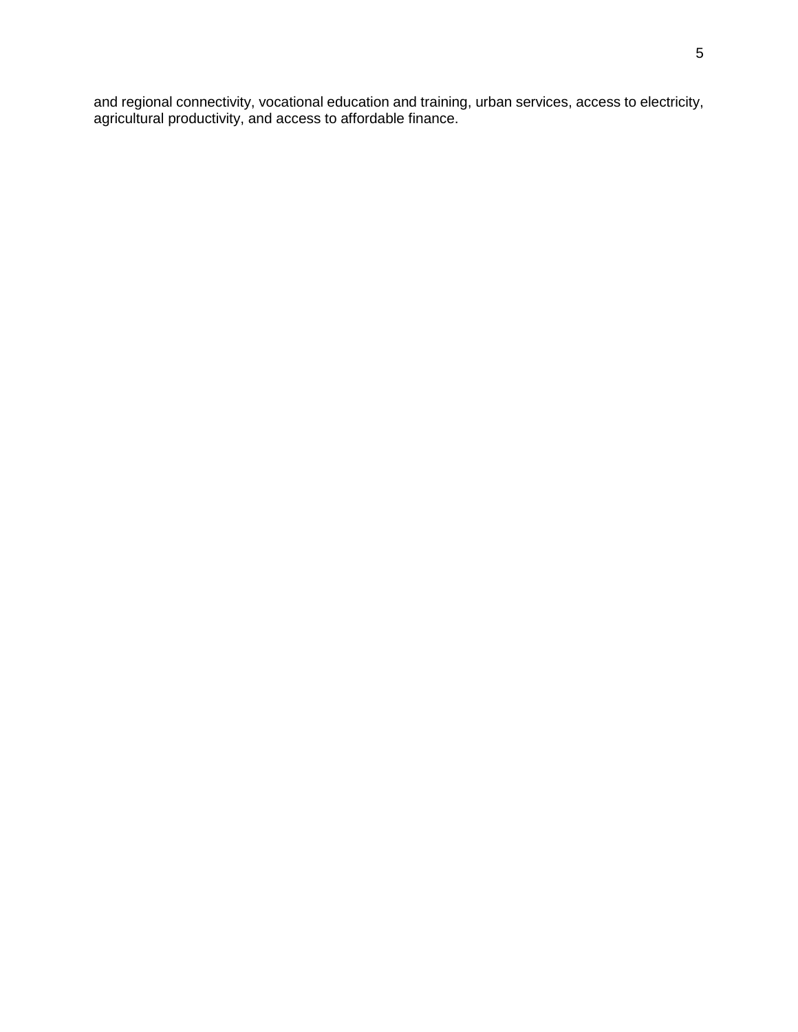and regional connectivity, vocational education and training, urban services, access to electricity, agricultural productivity, and access to affordable finance.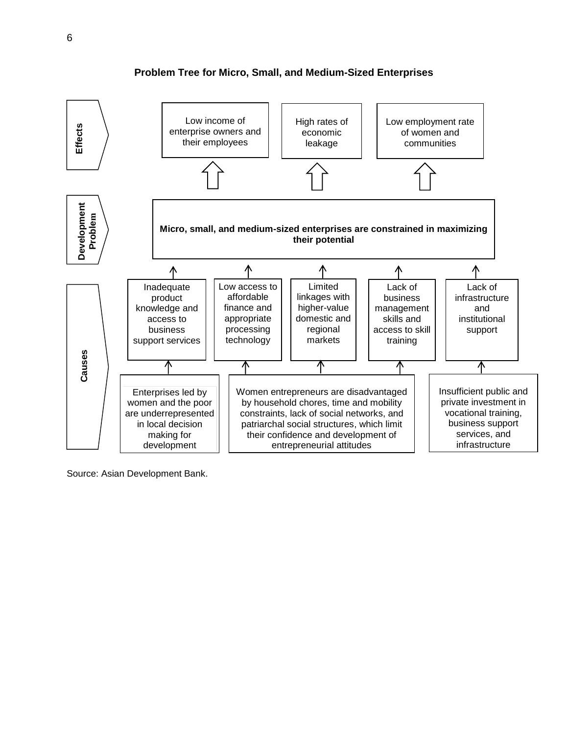**Problem Tree for Micro, Small, and Medium-Sized Enterprises**

Effects

Low income of enterprise owners and their employees

High rates of economic leakage

Low employment rate of women and communities

Development Problem

**Micro, small, and medium-sized enterprises are constrained in maximizing their potential**

Causes

Inadequate product knowledge and access to business support services

Low access to affordable finance and appropriate processing technology

Limited linkages with higher-value domestic and regional markets

Lack of business management skills and access to skill training

Lack of infrastructure and institutional support

Enterprises led by women and the poor are underrepresented in local decision making for development

Women entrepreneurs are disadvantaged by household chores, time and mobility constraints, lack of social networks, and patriarchal social structures, which limit their confidence and development of entrepreneurial attitudes

Insufficient public and private investment in vocational training, business support services, and infrastructure

Source: Asian Development Bank.